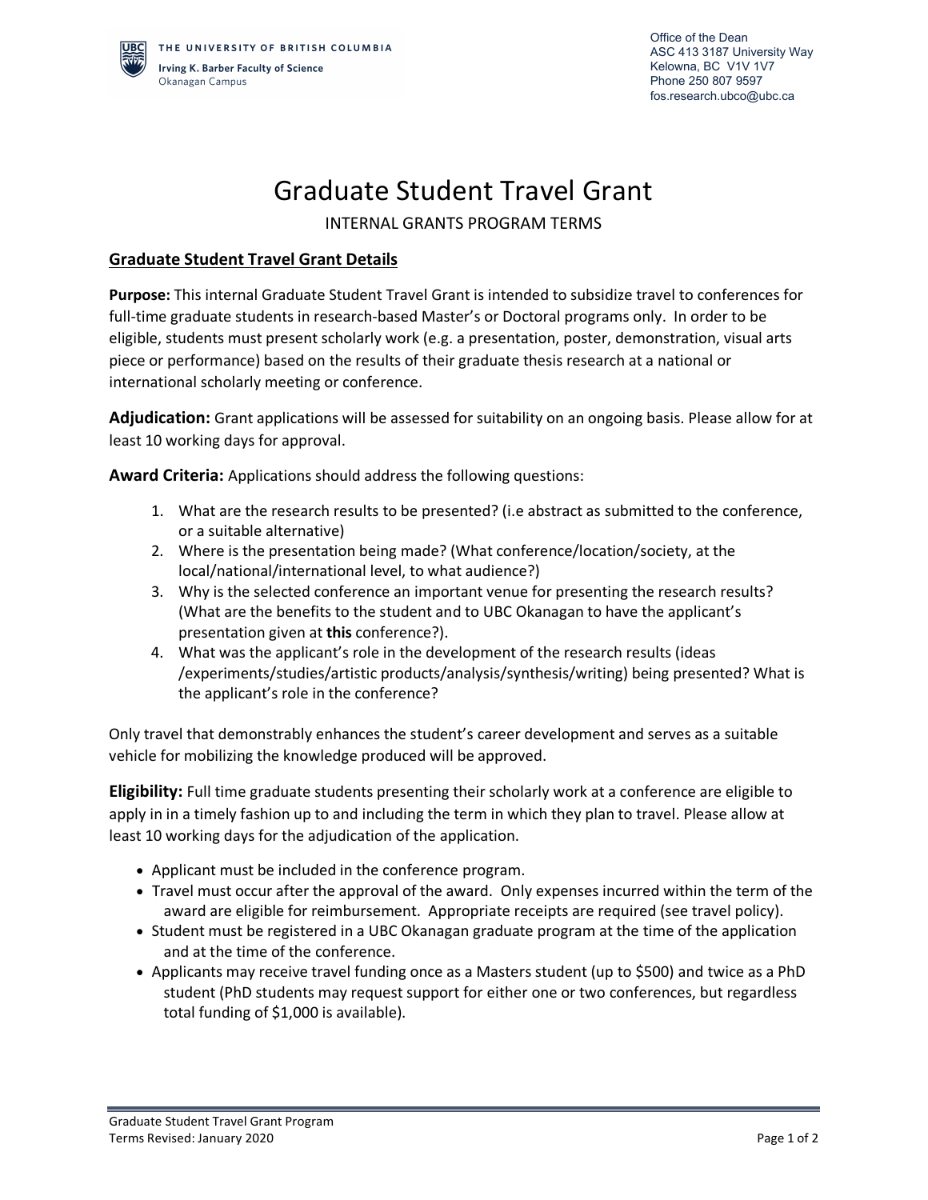THE UNIVERSITY OF BRITISH COLUMBIA
Irving K. Barber Faculty of Science
Okanagan Campus

Office of the Dean
ASC 413 3187 University Way
Kelowna, BC V1V 1V7
Phone 250 807 9597
fos.research.ubco@ubc.ca

# Graduate Student Travel Grant

INTERNAL GRANTS PROGRAM TERMS

## Graduate Student Travel Grant Details

**Purpose:** This internal Graduate Student Travel Grant is intended to subsidize travel to conferences for full-time graduate students in research-based Master's or Doctoral programs only. In order to be eligible, students must present scholarly work (e.g. a presentation, poster, demonstration, visual arts piece or performance) based on the results of their graduate thesis research at a national or international scholarly meeting or conference.

**Adjudication:** Grant applications will be assessed for suitability on an ongoing basis. Please allow for at least 10 working days for approval.

**Award Criteria:** Applications should address the following questions:

1. What are the research results to be presented? (i.e abstract as submitted to the conference, or a suitable alternative)
2. Where is the presentation being made? (What conference/location/society, at the local/national/international level, to what audience?)
3. Why is the selected conference an important venue for presenting the research results? (What are the benefits to the student and to UBC Okanagan to have the applicant's presentation given at **this** conference?).
4. What was the applicant's role in the development of the research results (ideas /experiments/studies/artistic products/analysis/synthesis/writing) being presented? What is the applicant's role in the conference?

Only travel that demonstrably enhances the student's career development and serves as a suitable vehicle for mobilizing the knowledge produced will be approved.

**Eligibility:** Full time graduate students presenting their scholarly work at a conference are eligible to apply in in a timely fashion up to and including the term in which they plan to travel. Please allow at least 10 working days for the adjudication of the application.

- Applicant must be included in the conference program.
- Travel must occur after the approval of the award. Only expenses incurred within the term of the award are eligible for reimbursement. Appropriate receipts are required (see travel policy).
- Student must be registered in a UBC Okanagan graduate program at the time of the application and at the time of the conference.
- Applicants may receive travel funding once as a Masters student (up to $500) and twice as a PhD student (PhD students may request support for either one or two conferences, but regardless total funding of $1,000 is available).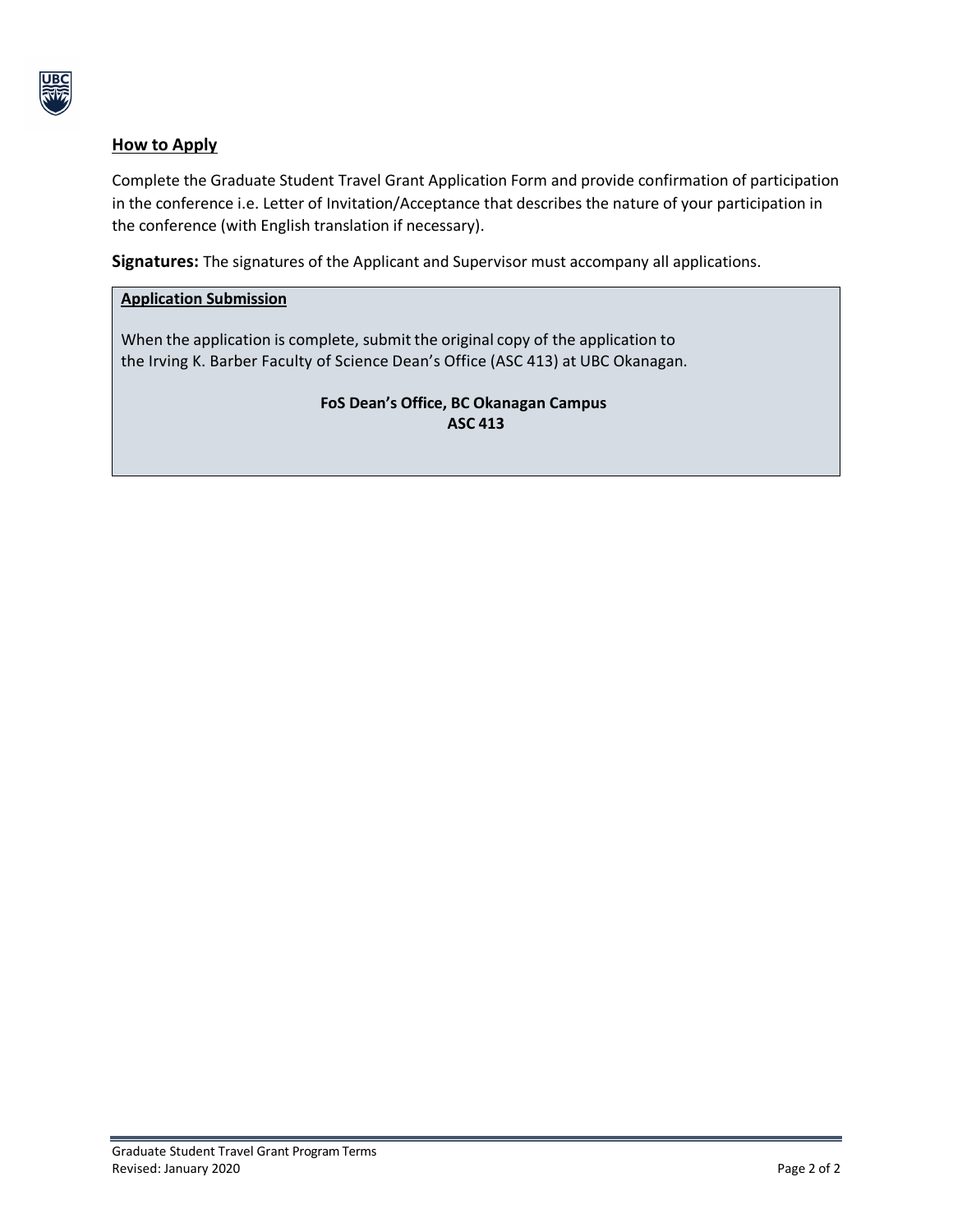## How to Apply

Complete the Graduate Student Travel Grant Application Form and provide confirmation of participation in the conference i.e. Letter of Invitation/Acceptance that describes the nature of your participation in the conference (with English translation if necessary).

**Signatures:** The signatures of the Applicant and Supervisor must accompany all applications.

**Application Submission**

When the application is complete, submit the original copy of the application to the Irving K. Barber Faculty of Science Dean's Office (ASC 413) at UBC Okanagan.

**FoS Dean's Office, BC Okanagan Campus**
**ASC 413**